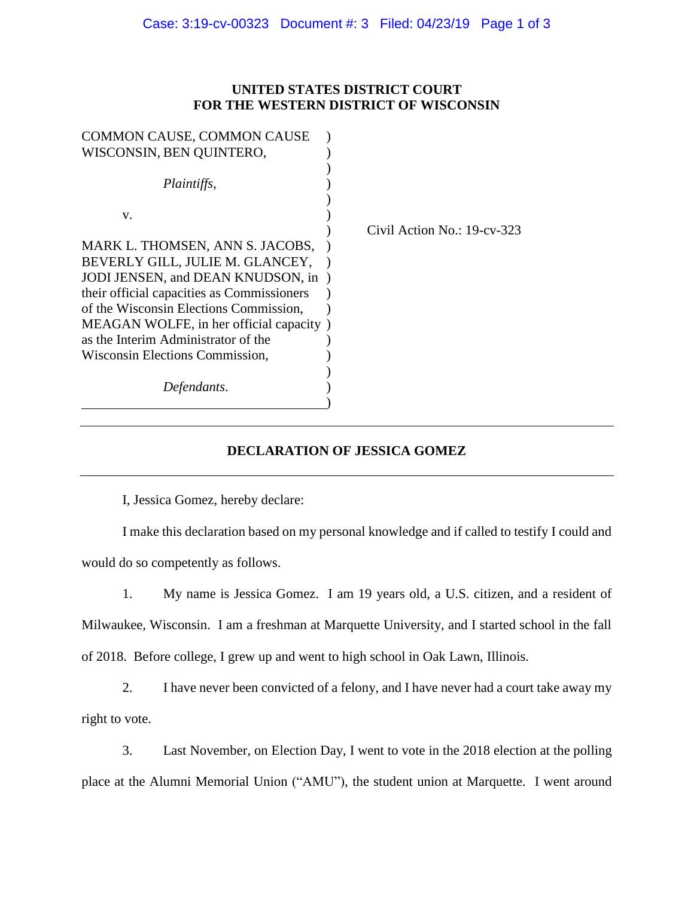**UNITED STATES DISTRICT COURT**
**FOR THE WESTERN DISTRICT OF WISCONSIN**

| | |
|---|---|
| COMMON CAUSE, COMMON CAUSE WISCONSIN, BEN QUINTERO,<br><br>*Plaintiffs*,<br><br>v.<br><br>MARK L. THOMSEN, ANN S. JACOBS, BEVERLY GILL, JULIE M. GLANCEY, JODI JENSEN, and DEAN KNUDSON, in their official capacities as Commissioners of the Wisconsin Elections Commission, MEAGAN WOLFE, in her official capacity as the Interim Administrator of the Wisconsin Elections Commission,<br><br>*Defendants*. | Civil Action No.: 19-cv-323 |

**DECLARATION OF JESSICA GOMEZ**

I, Jessica Gomez, hereby declare:

I make this declaration based on my personal knowledge and if called to testify I could and would do so competently as follows.

1. My name is Jessica Gomez. I am 19 years old, a U.S. citizen, and a resident of Milwaukee, Wisconsin. I am a freshman at Marquette University, and I started school in the fall of 2018. Before college, I grew up and went to high school in Oak Lawn, Illinois.

2. I have never been convicted of a felony, and I have never had a court take away my right to vote.

3. Last November, on Election Day, I went to vote in the 2018 election at the polling place at the Alumni Memorial Union ("AMU"), the student union at Marquette. I went around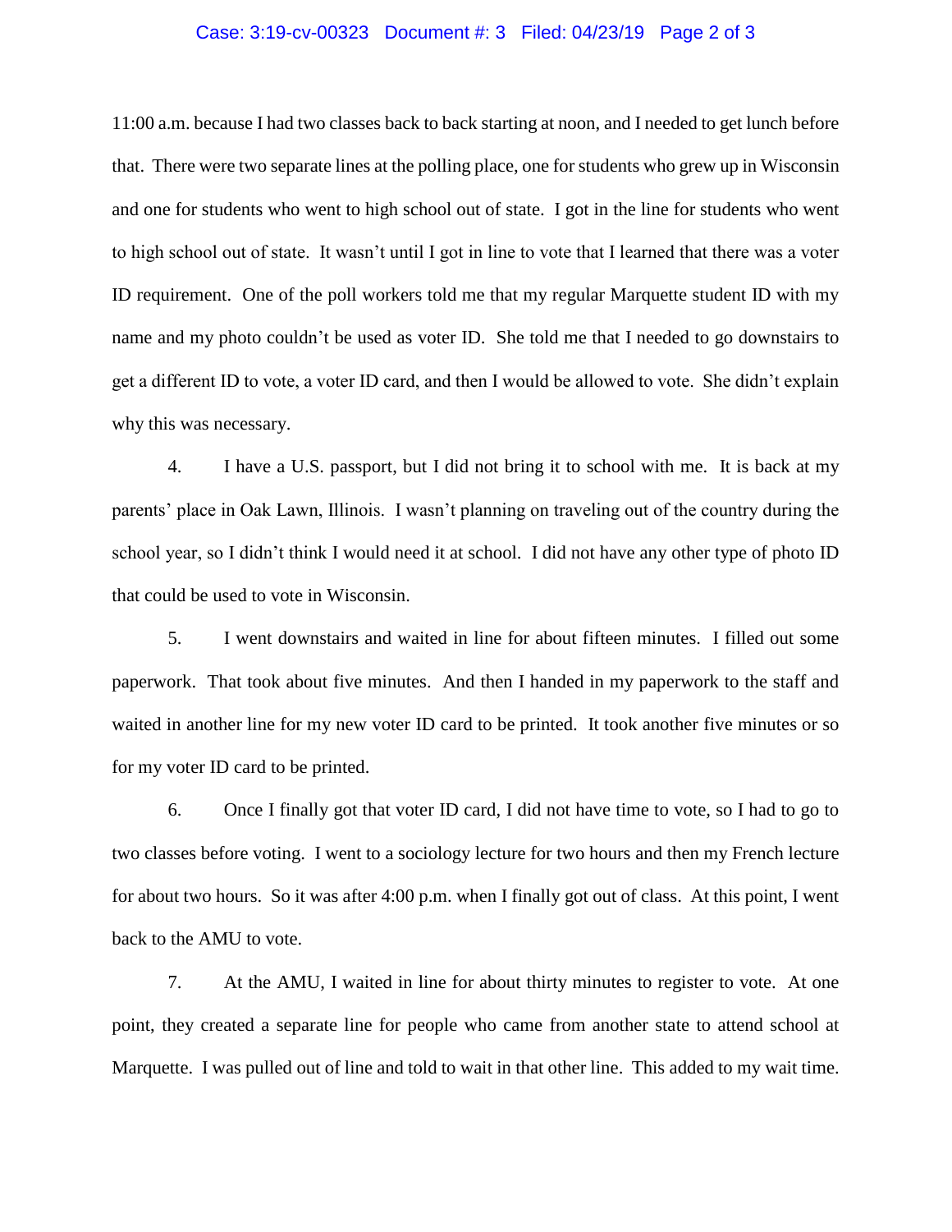11:00 a.m. because I had two classes back to back starting at noon, and I needed to get lunch before that. There were two separate lines at the polling place, one for students who grew up in Wisconsin and one for students who went to high school out of state. I got in the line for students who went to high school out of state. It wasn't until I got in line to vote that I learned that there was a voter ID requirement. One of the poll workers told me that my regular Marquette student ID with my name and my photo couldn't be used as voter ID. She told me that I needed to go downstairs to get a different ID to vote, a voter ID card, and then I would be allowed to vote. She didn't explain why this was necessary.

4. I have a U.S. passport, but I did not bring it to school with me. It is back at my parents' place in Oak Lawn, Illinois. I wasn't planning on traveling out of the country during the school year, so I didn't think I would need it at school. I did not have any other type of photo ID that could be used to vote in Wisconsin.

5. I went downstairs and waited in line for about fifteen minutes. I filled out some paperwork. That took about five minutes. And then I handed in my paperwork to the staff and waited in another line for my new voter ID card to be printed. It took another five minutes or so for my voter ID card to be printed.

6. Once I finally got that voter ID card, I did not have time to vote, so I had to go to two classes before voting. I went to a sociology lecture for two hours and then my French lecture for about two hours. So it was after 4:00 p.m. when I finally got out of class. At this point, I went back to the AMU to vote.

7. At the AMU, I waited in line for about thirty minutes to register to vote. At one point, they created a separate line for people who came from another state to attend school at Marquette. I was pulled out of line and told to wait in that other line. This added to my wait time.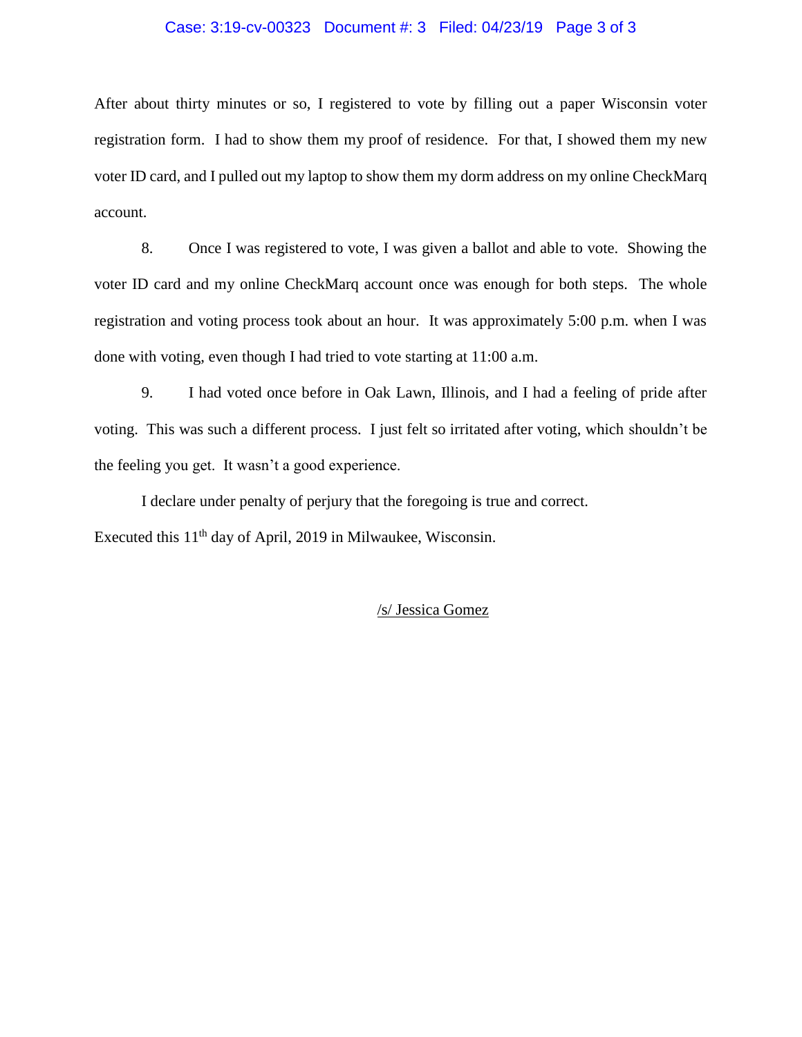After about thirty minutes or so, I registered to vote by filling out a paper Wisconsin voter registration form. I had to show them my proof of residence. For that, I showed them my new voter ID card, and I pulled out my laptop to show them my dorm address on my online CheckMarq account.

8. Once I was registered to vote, I was given a ballot and able to vote. Showing the voter ID card and my online CheckMarq account once was enough for both steps. The whole registration and voting process took about an hour. It was approximately 5:00 p.m. when I was done with voting, even though I had tried to vote starting at 11:00 a.m.

9. I had voted once before in Oak Lawn, Illinois, and I had a feeling of pride after voting. This was such a different process. I just felt so irritated after voting, which shouldn't be the feeling you get. It wasn't a good experience.

I declare under penalty of perjury that the foregoing is true and correct.

Executed this 11th day of April, 2019 in Milwaukee, Wisconsin.

/s/ Jessica Gomez